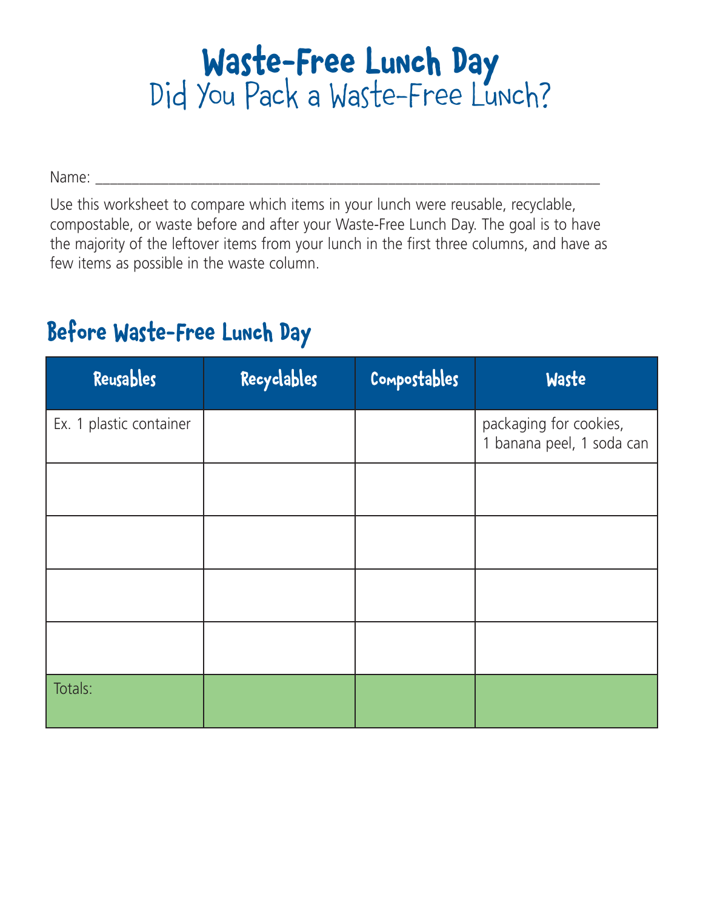# Waste-Free Lunch Day

## Did You Pack a Waste-Free Lunch?

Name: ___________________________________________________________________

Use this worksheet to compare which items in your lunch were reusable, recyclable, compostable, or waste before and after your Waste-Free Lunch Day. The goal is to have the majority of the leftover items from your lunch in the first three columns, and have as few items as possible in the waste column.

## Before Waste-Free Lunch Day

| Reusables | Recyclables | Compostables | Waste |
|---|---|---|---|
| Ex. 1 plastic container | | | packaging for cookies, 1 banana peel, 1 soda can |
| | | | |
| | | | |
| | | | |
| | | | |
| Totals: | | | |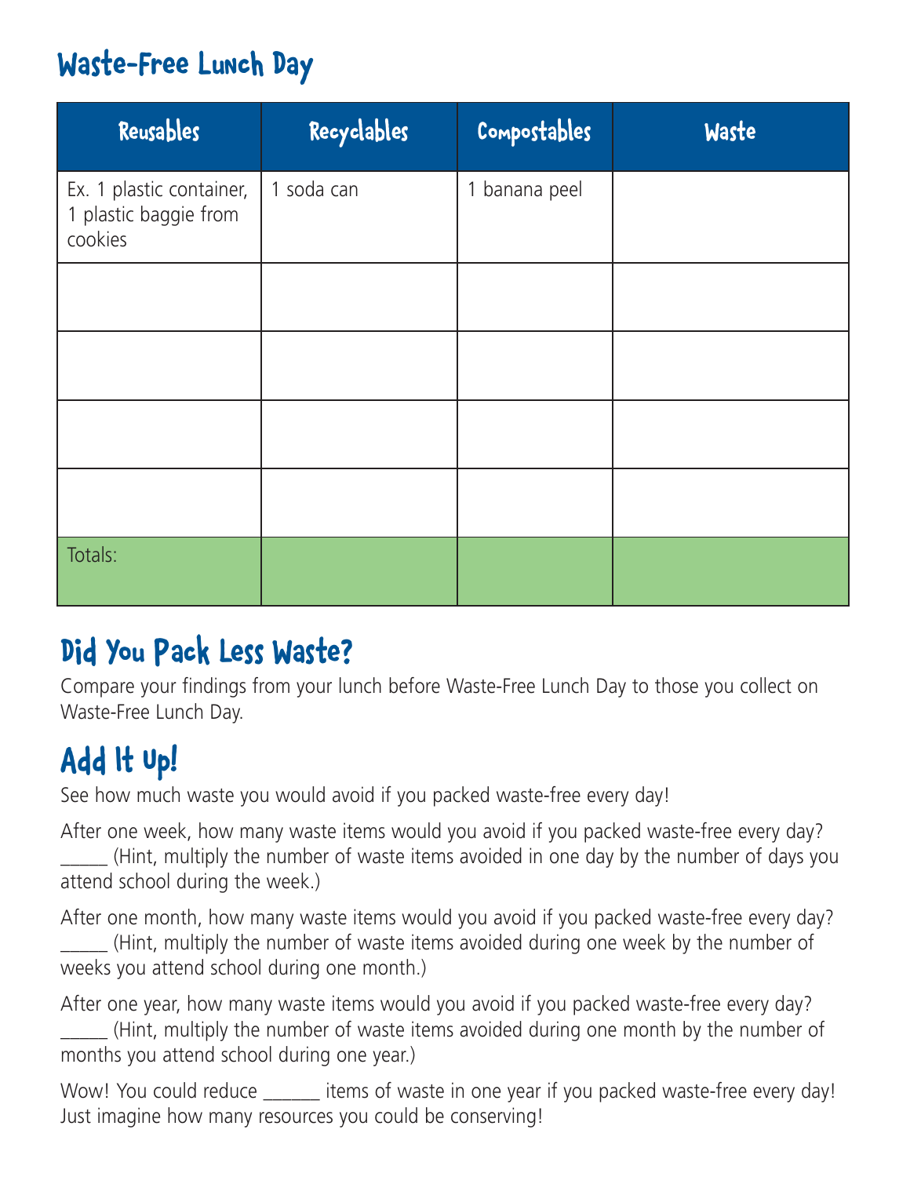## Waste-Free Lunch Day

| Reusables | Recyclables | Compostables | Waste |
|---|---|---|---|
| Ex. 1 plastic container, 1 plastic baggie from cookies | 1 soda can | 1 banana peel | |
| | | | |
| | | | |
| | | | |
| | | | |
| Totals: | | | |

## Did You Pack Less Waste?

Compare your findings from your lunch before Waste-Free Lunch Day to those you collect on Waste-Free Lunch Day.

## Add It Up!

See how much waste you would avoid if you packed waste-free every day!

After one week, how many waste items would you avoid if you packed waste-free every day? _____ (Hint, multiply the number of waste items avoided in one day by the number of days you attend school during the week.)

After one month, how many waste items would you avoid if you packed waste-free every day? _____ (Hint, multiply the number of waste items avoided during one week by the number of weeks you attend school during one month.)

After one year, how many waste items would you avoid if you packed waste-free every day? _____ (Hint, multiply the number of waste items avoided during one month by the number of months you attend school during one year.)

Wow! You could reduce ______ items of waste in one year if you packed waste-free every day! Just imagine how many resources you could be conserving!